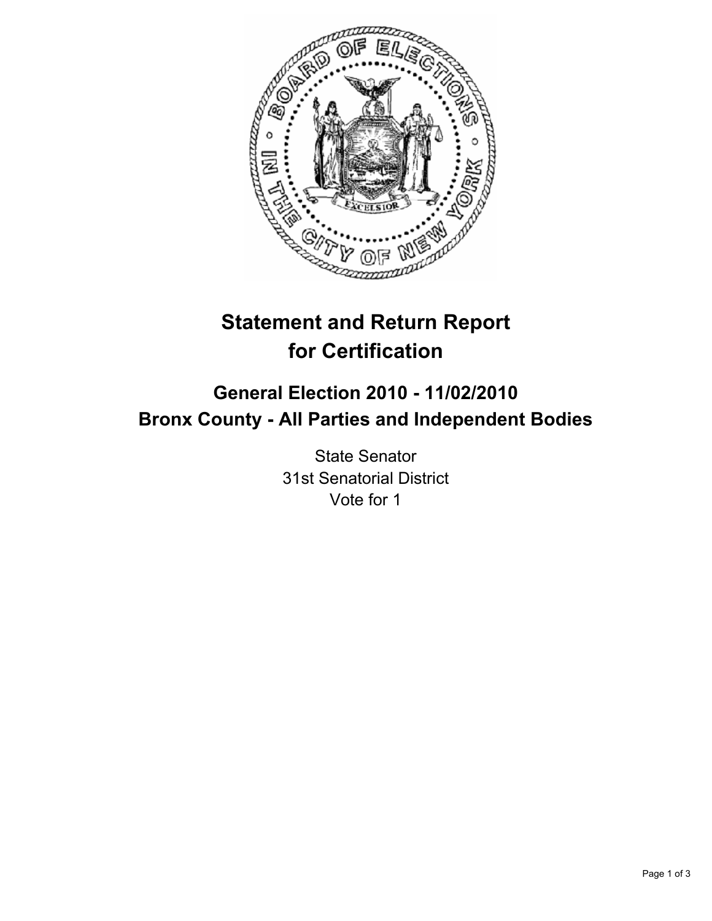# Statement and Return Report for Certification

## General Election 2010 - 11/02/2010
## Bronx County - All Parties and Independent Bodies

State Senator
31st Senatorial District
Vote for 1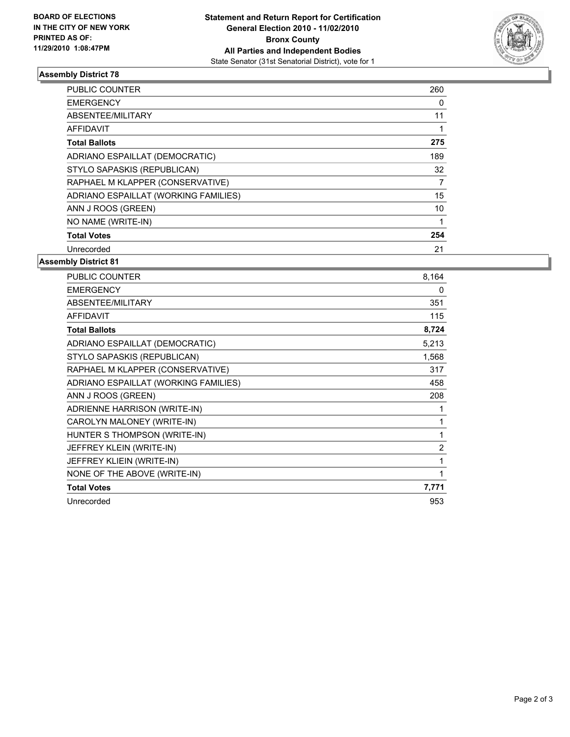**BOARD OF ELECTIONS IN THE CITY OF NEW YORK PRINTED AS OF: 11/29/2010 1:08:47PM**

**Statement and Return Report for Certification**
**General Election 2010 - 11/02/2010**
**Bronx County**
**All Parties and Independent Bodies**
State Senator (31st Senatorial District), vote for 1

### Assembly District 78

| | |
|---|---|
| PUBLIC COUNTER | 260 |
| EMERGENCY | 0 |
| ABSENTEE/MILITARY | 11 |
| AFFIDAVIT | 1 |
| **Total Ballots** | **275** |
| ADRIANO ESPAILLAT (DEMOCRATIC) | 189 |
| STYLO SAPASKIS (REPUBLICAN) | 32 |
| RAPHAEL M KLAPPER (CONSERVATIVE) | 7 |
| ADRIANO ESPAILLAT (WORKING FAMILIES) | 15 |
| ANN J ROOS (GREEN) | 10 |
| NO NAME (WRITE-IN) | 1 |
| **Total Votes** | **254** |
| Unrecorded | 21 |

### Assembly District 81

| | |
|---|---|
| PUBLIC COUNTER | 8,164 |
| EMERGENCY | 0 |
| ABSENTEE/MILITARY | 351 |
| AFFIDAVIT | 115 |
| **Total Ballots** | **8,724** |
| ADRIANO ESPAILLAT (DEMOCRATIC) | 5,213 |
| STYLO SAPASKIS (REPUBLICAN) | 1,568 |
| RAPHAEL M KLAPPER (CONSERVATIVE) | 317 |
| ADRIANO ESPAILLAT (WORKING FAMILIES) | 458 |
| ANN J ROOS (GREEN) | 208 |
| ADRIENNE HARRISON (WRITE-IN) | 1 |
| CAROLYN MALONEY (WRITE-IN) | 1 |
| HUNTER S THOMPSON (WRITE-IN) | 1 |
| JEFFREY KLEIN (WRITE-IN) | 2 |
| JEFFREY KLIEIN (WRITE-IN) | 1 |
| NONE OF THE ABOVE (WRITE-IN) | 1 |
| **Total Votes** | **7,771** |
| Unrecorded | 953 |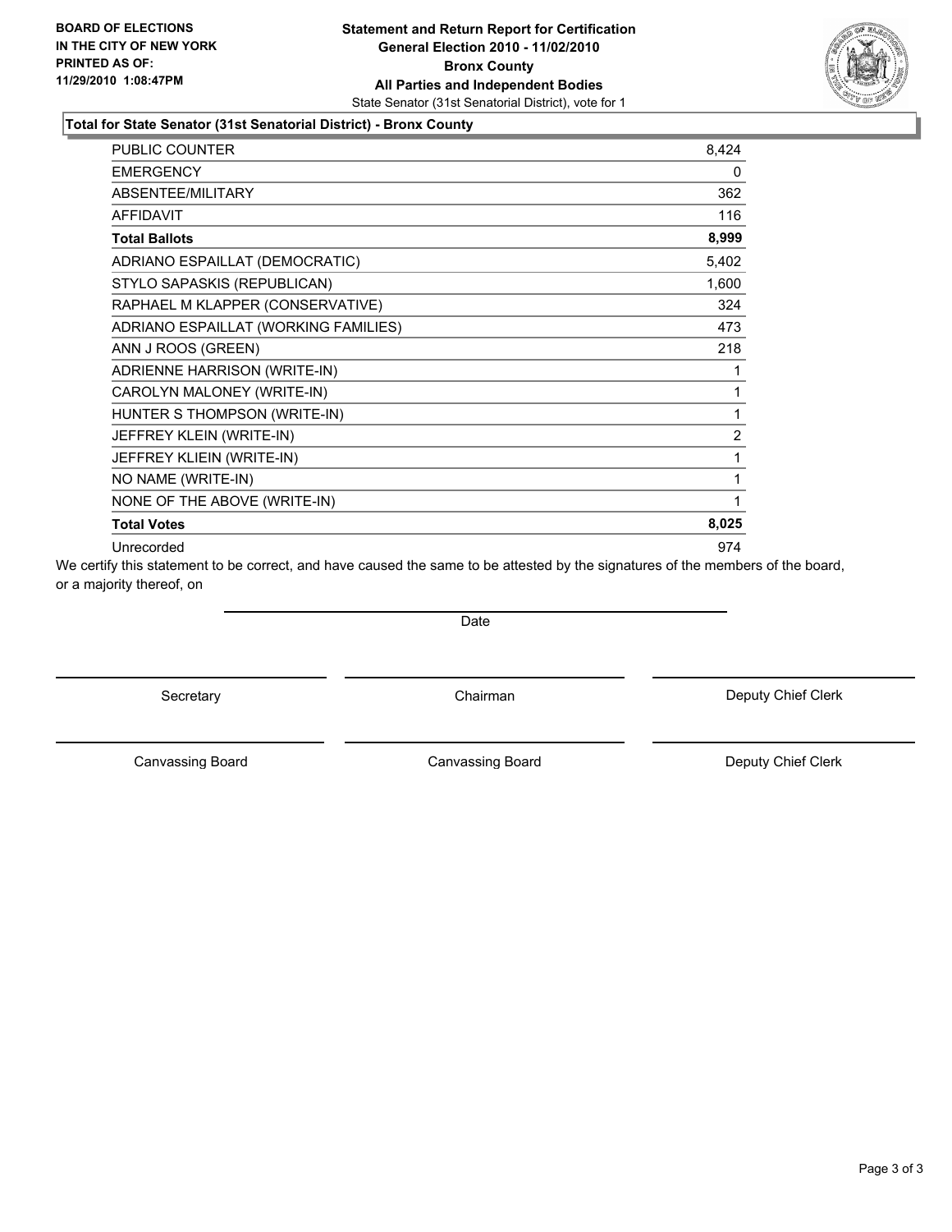**BOARD OF ELECTIONS IN THE CITY OF NEW YORK PRINTED AS OF: 11/29/2010 1:08:47PM**

**Statement and Return Report for Certification**
**General Election 2010 - 11/02/2010**
**Bronx County**
**All Parties and Independent Bodies**
State Senator (31st Senatorial District), vote for 1

**Total for State Senator (31st Senatorial District) - Bronx County**

| | |
|---|---|
| PUBLIC COUNTER | 8,424 |
| EMERGENCY | 0 |
| ABSENTEE/MILITARY | 362 |
| AFFIDAVIT | 116 |
| **Total Ballots** | **8,999** |
| ADRIANO ESPAILLAT (DEMOCRATIC) | 5,402 |
| STYLO SAPASKIS (REPUBLICAN) | 1,600 |
| RAPHAEL M KLAPPER (CONSERVATIVE) | 324 |
| ADRIANO ESPAILLAT (WORKING FAMILIES) | 473 |
| ANN J ROOS (GREEN) | 218 |
| ADRIENNE HARRISON (WRITE-IN) | 1 |
| CAROLYN MALONEY (WRITE-IN) | 1 |
| HUNTER S THOMPSON (WRITE-IN) | 1 |
| JEFFREY KLEIN (WRITE-IN) | 2 |
| JEFFREY KLIEIN (WRITE-IN) | 1 |
| NO NAME (WRITE-IN) | 1 |
| NONE OF THE ABOVE (WRITE-IN) | 1 |
| **Total Votes** | **8,025** |
| Unrecorded | 974 |

We certify this statement to be correct, and have caused the same to be attested by the signatures of the members of the board, or a majority thereof, on

Date

Secretary | Chairman | Deputy Chief Clerk

Canvassing Board | Canvassing Board | Deputy Chief Clerk